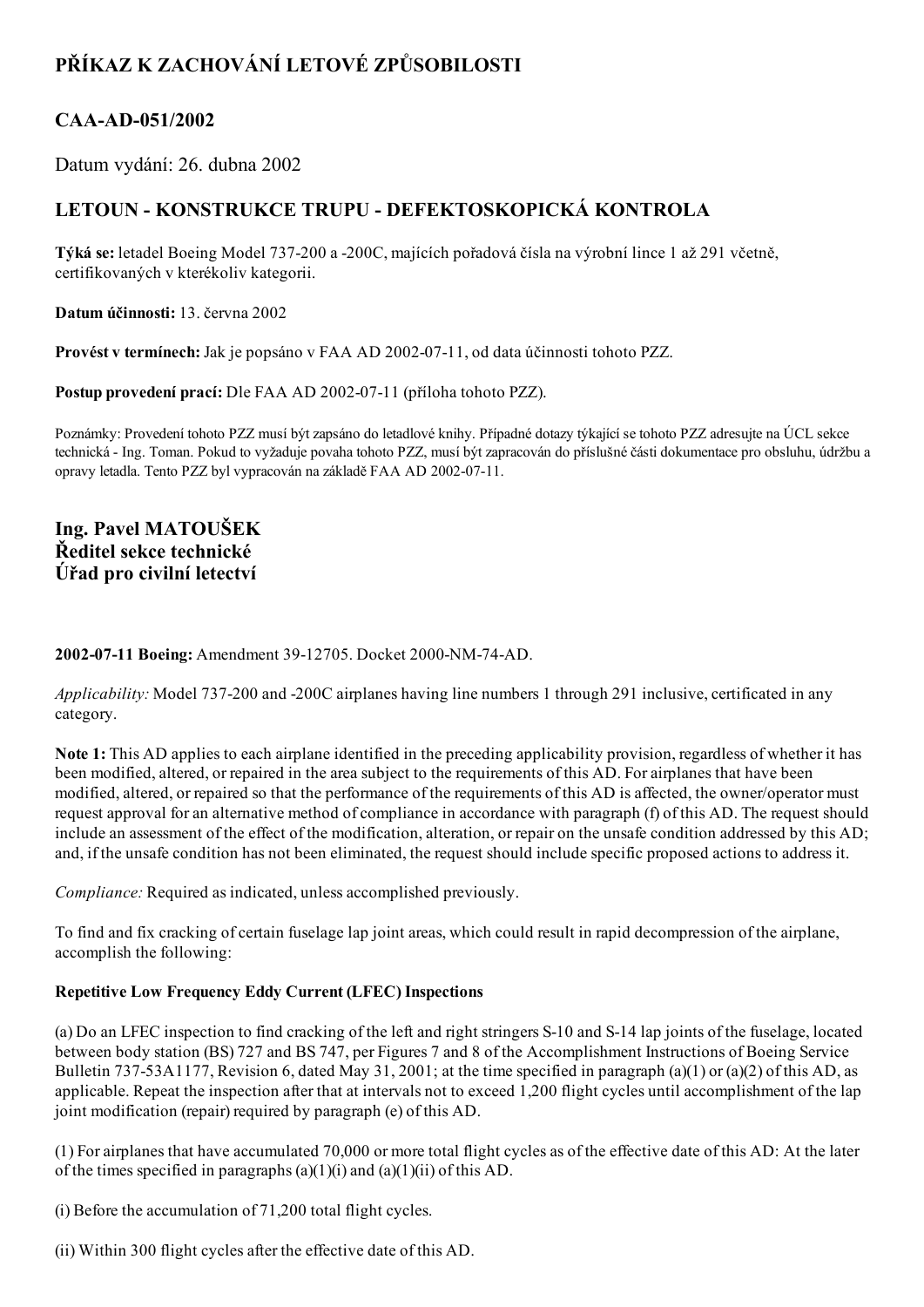# PŘÍKAZ K ZACHOVÁNÍ LETOVÉ ZPŮSOBILOSTI

## CAA-AD-051/2002

Datum vydání: 26. dubna 2002

## LETOUN - KONSTRUKCE TRUPU - DEFEKTOSKOPICKÁ KONTROLA

**Týká se:** letadel Boeing Model 737-200 a -200C, majících pořadová čísla na výrobní lince 1 až 291 včetně, certifikovaných v kterékoliv kategorii.

**Datum účinnosti:** 13. června 2002

**Provést v termínech:** Jak je popsáno v FAA AD 2002-07-11, od data účinnosti tohoto PZZ.

**Postup provedení prací:** Dle FAA AD 2002-07-11 (příloha tohoto PZZ).

Poznámky: Provedení tohoto PZZ musí být zapsáno do letadlové knihy. Případné dotazy týkající se tohoto PZZ adresujte na ÚCL sekce technická - Ing. Toman. Pokud to vyžaduje povaha tohoto PZZ, musí být zapracován do příslušné části dokumentace pro obsluhu, údržbu a opravy letadla. Tento PZZ byl vypracován na základě FAA AD 2002-07-11.

**Ing. Pavel MATOUŠEK**
**Ředitel sekce technické**
**Úřad pro civilní letectví**

**2002-07-11 Boeing:** Amendment 39-12705. Docket 2000-NM-74-AD.

*Applicability:* Model 737-200 and -200C airplanes having line numbers 1 through 291 inclusive, certificated in any category.

**Note 1:** This AD applies to each airplane identified in the preceding applicability provision, regardless of whether it has been modified, altered, or repaired in the area subject to the requirements of this AD. For airplanes that have been modified, altered, or repaired so that the performance of the requirements of this AD is affected, the owner/operator must request approval for an alternative method of compliance in accordance with paragraph (f) of this AD. The request should include an assessment of the effect of the modification, alteration, or repair on the unsafe condition addressed by this AD; and, if the unsafe condition has not been eliminated, the request should include specific proposed actions to address it.

*Compliance:* Required as indicated, unless accomplished previously.

To find and fix cracking of certain fuselage lap joint areas, which could result in rapid decompression of the airplane, accomplish the following:

**Repetitive Low Frequency Eddy Current (LFEC) Inspections**

(a) Do an LFEC inspection to find cracking of the left and right stringers S-10 and S-14 lap joints of the fuselage, located between body station (BS) 727 and BS 747, per Figures 7 and 8 of the Accomplishment Instructions of Boeing Service Bulletin 737-53A1177, Revision 6, dated May 31, 2001; at the time specified in paragraph (a)(1) or (a)(2) of this AD, as applicable. Repeat the inspection after that at intervals not to exceed 1,200 flight cycles until accomplishment of the lap joint modification (repair) required by paragraph (e) of this AD.

(1) For airplanes that have accumulated 70,000 or more total flight cycles as of the effective date of this AD: At the later of the times specified in paragraphs (a)(1)(i) and (a)(1)(ii) of this AD.

(i) Before the accumulation of 71,200 total flight cycles.

(ii) Within 300 flight cycles after the effective date of this AD.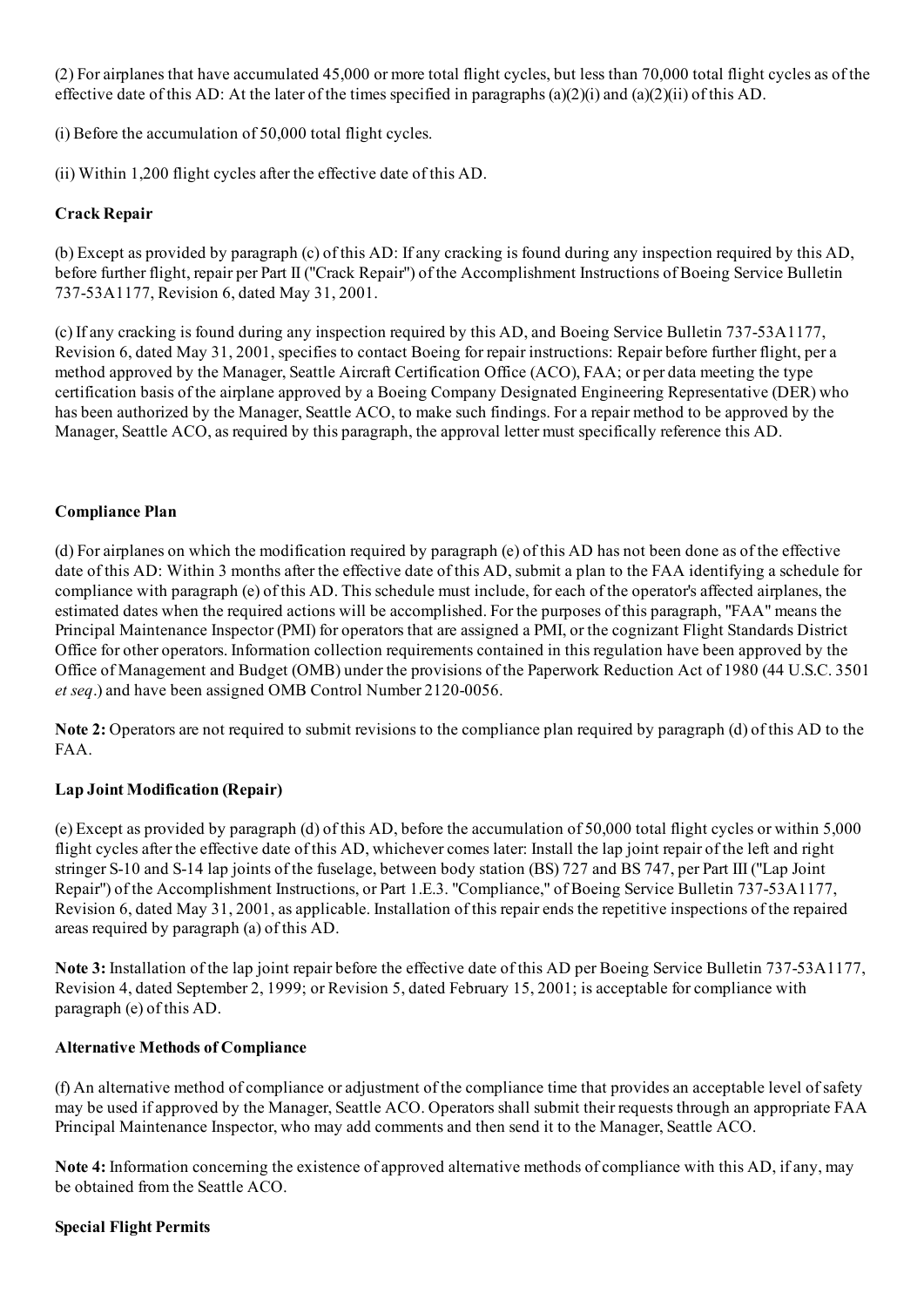(2) For airplanes that have accumulated 45,000 or more total flight cycles, but less than 70,000 total flight cycles as of the effective date of this AD: At the later of the times specified in paragraphs (a)(2)(i) and (a)(2)(ii) of this AD.

(i) Before the accumulation of 50,000 total flight cycles.

(ii) Within 1,200 flight cycles after the effective date of this AD.

**Crack Repair**

(b) Except as provided by paragraph (c) of this AD: If any cracking is found during any inspection required by this AD, before further flight, repair per Part II ("Crack Repair") of the Accomplishment Instructions of Boeing Service Bulletin 737-53A1177, Revision 6, dated May 31, 2001.

(c) If any cracking is found during any inspection required by this AD, and Boeing Service Bulletin 737-53A1177, Revision 6, dated May 31, 2001, specifies to contact Boeing for repair instructions: Repair before further flight, per a method approved by the Manager, Seattle Aircraft Certification Office (ACO), FAA; or per data meeting the type certification basis of the airplane approved by a Boeing Company Designated Engineering Representative (DER) who has been authorized by the Manager, Seattle ACO, to make such findings. For a repair method to be approved by the Manager, Seattle ACO, as required by this paragraph, the approval letter must specifically reference this AD.

**Compliance Plan**

(d) For airplanes on which the modification required by paragraph (e) of this AD has not been done as of the effective date of this AD: Within 3 months after the effective date of this AD, submit a plan to the FAA identifying a schedule for compliance with paragraph (e) of this AD. This schedule must include, for each of the operator's affected airplanes, the estimated dates when the required actions will be accomplished. For the purposes of this paragraph, "FAA" means the Principal Maintenance Inspector (PMI) for operators that are assigned a PMI, or the cognizant Flight Standards District Office for other operators. Information collection requirements contained in this regulation have been approved by the Office of Management and Budget (OMB) under the provisions of the Paperwork Reduction Act of 1980 (44 U.S.C. 3501 *et seq*.) and have been assigned OMB Control Number 2120-0056.

**Note 2:** Operators are not required to submit revisions to the compliance plan required by paragraph (d) of this AD to the FAA.

**Lap Joint Modification (Repair)**

(e) Except as provided by paragraph (d) of this AD, before the accumulation of 50,000 total flight cycles or within 5,000 flight cycles after the effective date of this AD, whichever comes later: Install the lap joint repair of the left and right stringer S-10 and S-14 lap joints of the fuselage, between body station (BS) 727 and BS 747, per Part III ("Lap Joint Repair") of the Accomplishment Instructions, or Part 1.E.3. "Compliance," of Boeing Service Bulletin 737-53A1177, Revision 6, dated May 31, 2001, as applicable. Installation of this repair ends the repetitive inspections of the repaired areas required by paragraph (a) of this AD.

**Note 3:** Installation of the lap joint repair before the effective date of this AD per Boeing Service Bulletin 737-53A1177, Revision 4, dated September 2, 1999; or Revision 5, dated February 15, 2001; is acceptable for compliance with paragraph (e) of this AD.

**Alternative Methods of Compliance**

(f) An alternative method of compliance or adjustment of the compliance time that provides an acceptable level of safety may be used if approved by the Manager, Seattle ACO. Operators shall submit their requests through an appropriate FAA Principal Maintenance Inspector, who may add comments and then send it to the Manager, Seattle ACO.

**Note 4:** Information concerning the existence of approved alternative methods of compliance with this AD, if any, may be obtained from the Seattle ACO.

**Special Flight Permits**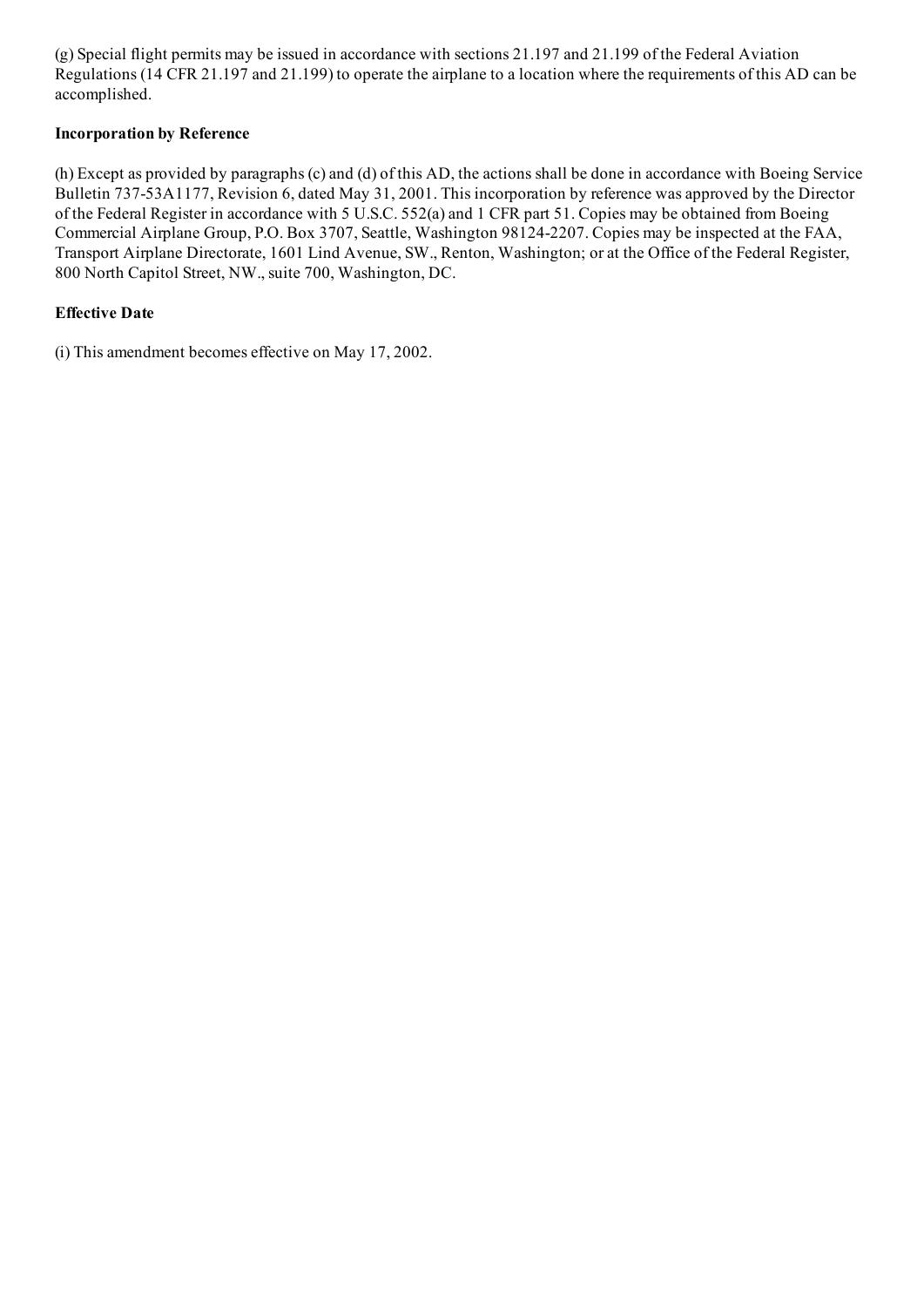(g) Special flight permits may be issued in accordance with sections 21.197 and 21.199 of the Federal Aviation Regulations (14 CFR 21.197 and 21.199) to operate the airplane to a location where the requirements of this AD can be accomplished.

**Incorporation by Reference**

(h) Except as provided by paragraphs (c) and (d) of this AD, the actions shall be done in accordance with Boeing Service Bulletin 737-53A1177, Revision 6, dated May 31, 2001. This incorporation by reference was approved by the Director of the Federal Register in accordance with 5 U.S.C. 552(a) and 1 CFR part 51. Copies may be obtained from Boeing Commercial Airplane Group, P.O. Box 3707, Seattle, Washington 98124-2207. Copies may be inspected at the FAA, Transport Airplane Directorate, 1601 Lind Avenue, SW., Renton, Washington; or at the Office of the Federal Register, 800 North Capitol Street, NW., suite 700, Washington, DC.

**Effective Date**

(i) This amendment becomes effective on May 17, 2002.